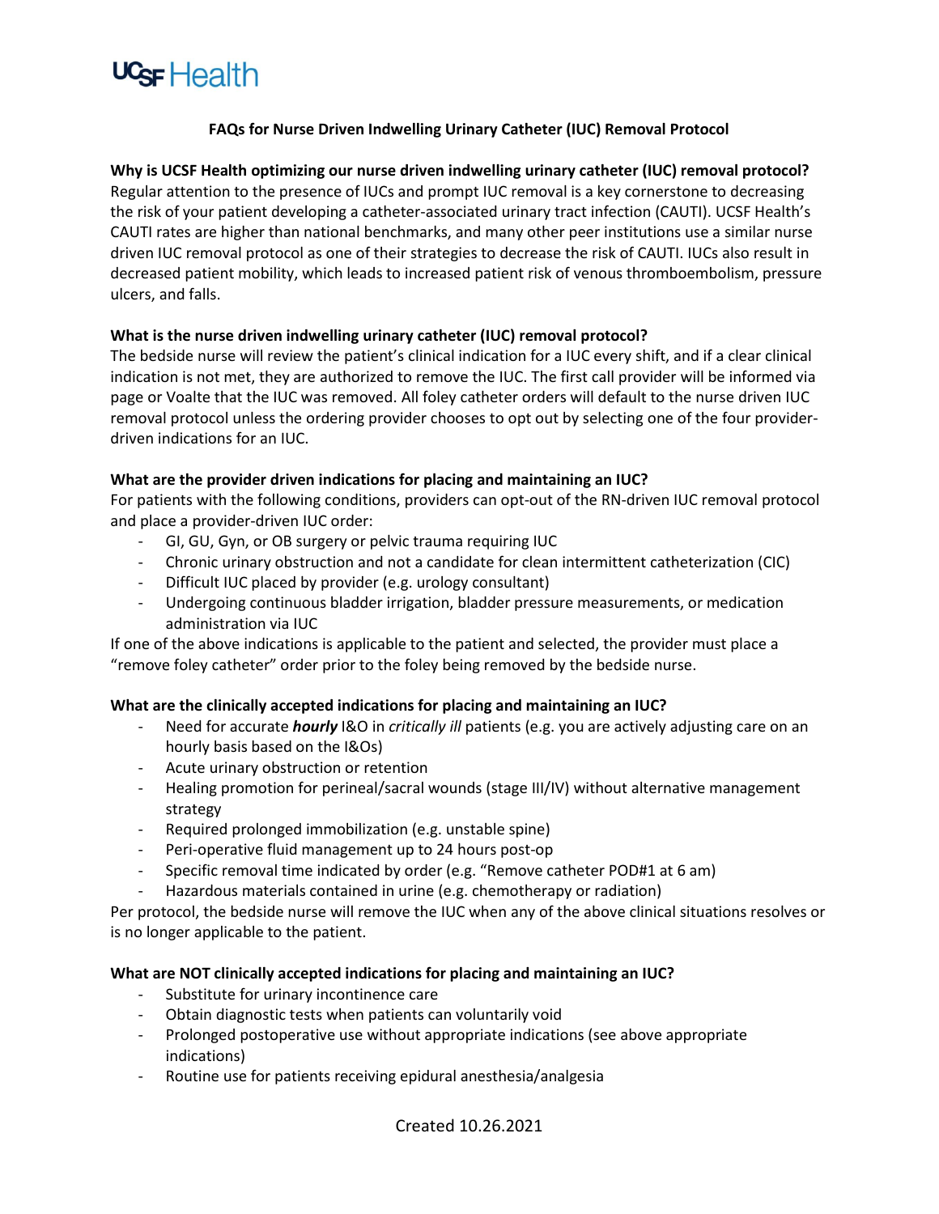# FAQs for Nurse Driven Indwelling Urinary Catheter (IUC) Removal Protocol

**Why is UCSF Health optimizing our nurse driven indwelling urinary catheter (IUC) removal protocol?**

Regular attention to the presence of IUCs and prompt IUC removal is a key cornerstone to decreasing the risk of your patient developing a catheter-associated urinary tract infection (CAUTI). UCSF Health's CAUTI rates are higher than national benchmarks, and many other peer institutions use a similar nurse driven IUC removal protocol as one of their strategies to decrease the risk of CAUTI. IUCs also result in decreased patient mobility, which leads to increased patient risk of venous thromboembolism, pressure ulcers, and falls.

**What is the nurse driven indwelling urinary catheter (IUC) removal protocol?**

The bedside nurse will review the patient's clinical indication for a IUC every shift, and if a clear clinical indication is not met, they are authorized to remove the IUC. The first call provider will be informed via page or Voalte that the IUC was removed. All foley catheter orders will default to the nurse driven IUC removal protocol unless the ordering provider chooses to opt out by selecting one of the four provider-driven indications for an IUC.

**What are the provider driven indications for placing and maintaining an IUC?**

For patients with the following conditions, providers can opt-out of the RN-driven IUC removal protocol and place a provider-driven IUC order:

- GI, GU, Gyn, or OB surgery or pelvic trauma requiring IUC
- Chronic urinary obstruction and not a candidate for clean intermittent catheterization (CIC)
- Difficult IUC placed by provider (e.g. urology consultant)
- Undergoing continuous bladder irrigation, bladder pressure measurements, or medication administration via IUC

If one of the above indications is applicable to the patient and selected, the provider must place a "remove foley catheter" order prior to the foley being removed by the bedside nurse.

**What are the clinically accepted indications for placing and maintaining an IUC?**

- Need for accurate ***hourly*** I&O in *critically ill* patients (e.g. you are actively adjusting care on an hourly basis based on the I&Os)
- Acute urinary obstruction or retention
- Healing promotion for perineal/sacral wounds (stage III/IV) without alternative management strategy
- Required prolonged immobilization (e.g. unstable spine)
- Peri-operative fluid management up to 24 hours post-op
- Specific removal time indicated by order (e.g. "Remove catheter POD#1 at 6 am)
- Hazardous materials contained in urine (e.g. chemotherapy or radiation)

Per protocol, the bedside nurse will remove the IUC when any of the above clinical situations resolves or is no longer applicable to the patient.

**What are NOT clinically accepted indications for placing and maintaining an IUC?**

- Substitute for urinary incontinence care
- Obtain diagnostic tests when patients can voluntarily void
- Prolonged postoperative use without appropriate indications (see above appropriate indications)
- Routine use for patients receiving epidural anesthesia/analgesia

Created 10.26.2021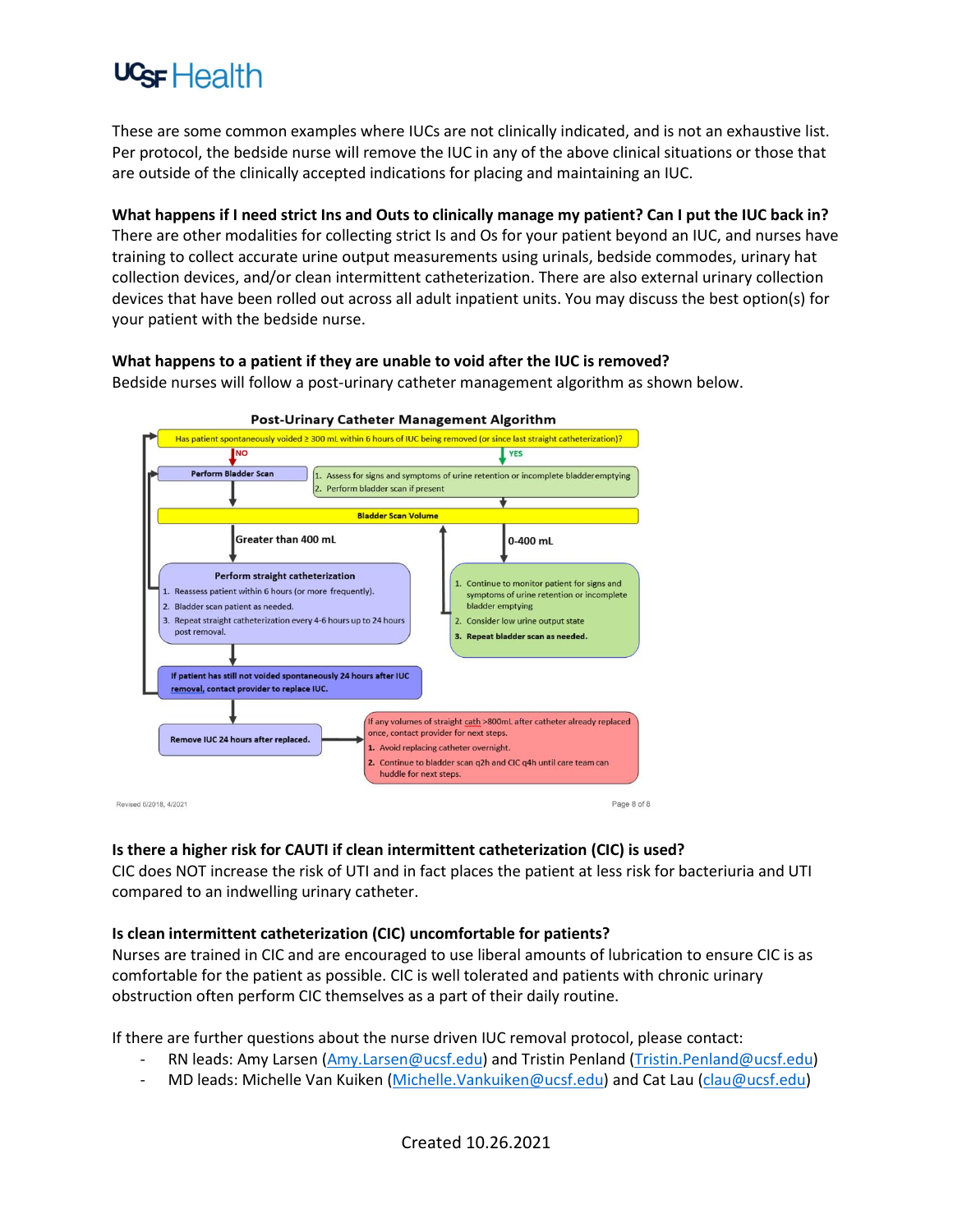These are some common examples where IUCs are not clinically indicated, and is not an exhaustive list. Per protocol, the bedside nurse will remove the IUC in any of the above clinical situations or those that are outside of the clinically accepted indications for placing and maintaining an IUC.

**What happens if I need strict Ins and Outs to clinically manage my patient? Can I put the IUC back in?**
There are other modalities for collecting strict Is and Os for your patient beyond an IUC, and nurses have training to collect accurate urine output measurements using urinals, bedside commodes, urinary hat collection devices, and/or clean intermittent catheterization. There are also external urinary collection devices that have been rolled out across all adult inpatient units. You may discuss the best option(s) for your patient with the bedside nurse.

**What happens to a patient if they are unable to void after the IUC is removed?**
Bedside nurses will follow a post-urinary catheter management algorithm as shown below.

**Post-Urinary Catheter Management Algorithm**

Has patient spontaneously voided ≥ 300 mL within 6 hours of IUC being removed (or since last straight catheterization)?

NO

YES

Perform Bladder Scan

1. Assess for signs and symptoms of urine retention or incomplete bladder emptying
2. Perform bladder scan if present

Bladder Scan Volume

Greater than 400 mL

0-400 mL

**Perform straight catheterization**
1. Reassess patient within 6 hours (or more frequently).
2. Bladder scan patient as needed.
3. Repeat straight catheterization every 4-6 hours up to 24 hours post removal.

1. Continue to monitor patient for signs and symptoms of urine retention or incomplete bladder emptying
2. Consider low urine output state
3. **Repeat bladder scan as needed.**

**If patient has still not voided spontaneously 24 hours after IUC removal, contact provider to replace IUC.**

**Remove IUC 24 hours after replaced.**

If any volumes of straight cath >800mL after catheter already replaced once, contact provider for next steps.
1. Avoid replacing catheter overnight.
2. Continue to bladder scan q2h and CIC q4h until care team can huddle for next steps.

Revised 6/2018, 4/2021

**Is there a higher risk for CAUTI if clean intermittent catheterization (CIC) is used?**
CIC does NOT increase the risk of UTI and in fact places the patient at less risk for bacteriuria and UTI compared to an indwelling urinary catheter.

**Is clean intermittent catheterization (CIC) uncomfortable for patients?**
Nurses are trained in CIC and are encouraged to use liberal amounts of lubrication to ensure CIC is as comfortable for the patient as possible. CIC is well tolerated and patients with chronic urinary obstruction often perform CIC themselves as a part of their daily routine.

If there are further questions about the nurse driven IUC removal protocol, please contact:

- RN leads: Amy Larsen (Amy.Larsen@ucsf.edu) and Tristin Penland (Tristin.Penland@ucsf.edu)
- MD leads: Michelle Van Kuiken (Michelle.Vankuiken@ucsf.edu) and Cat Lau (clau@ucsf.edu)

Created 10.26.2021